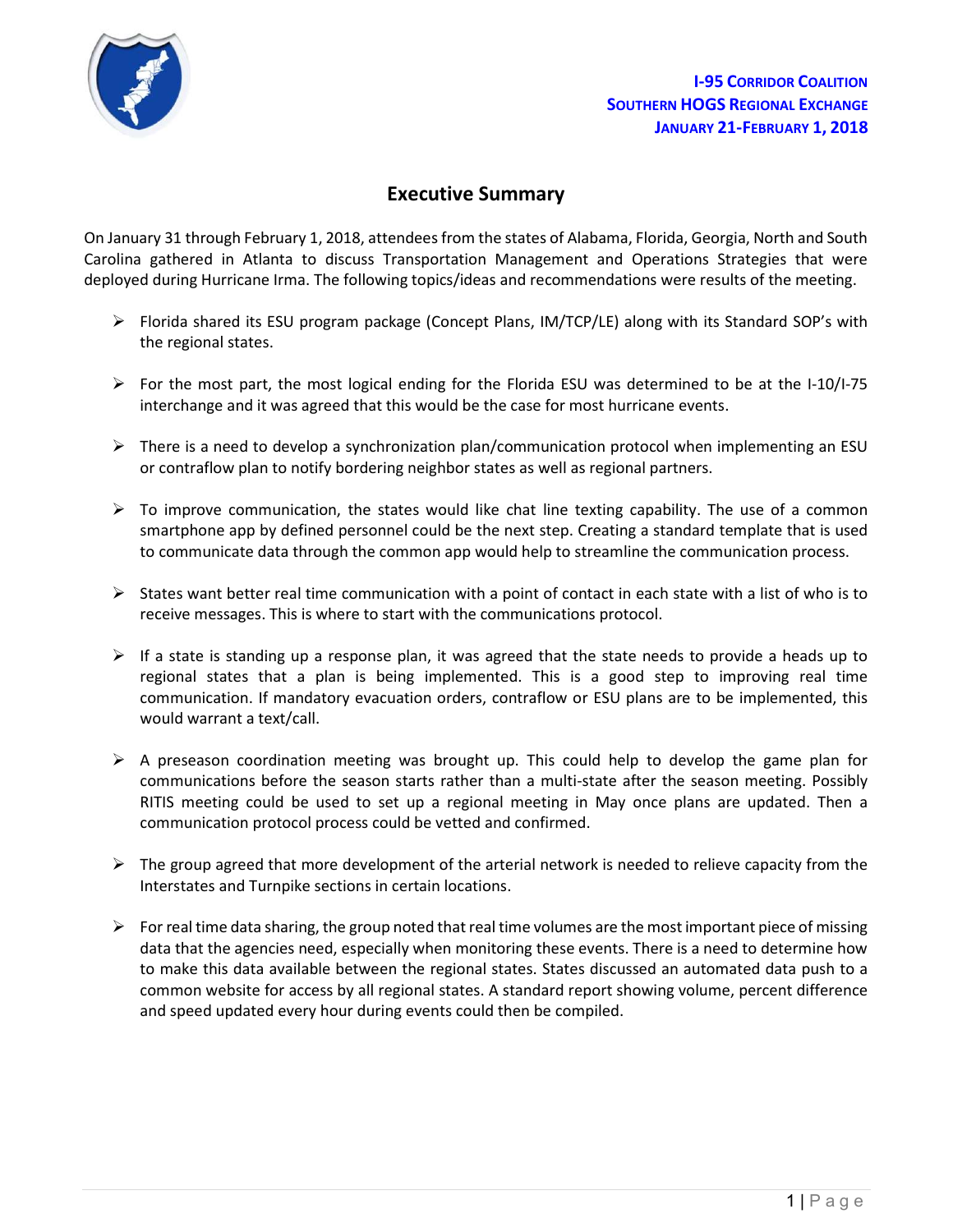**I-95 CORRIDOR COALITION**
**SOUTHERN HOGS REGIONAL EXCHANGE**
**JANUARY 21-FEBRUARY 1, 2018**

# Executive Summary

On January 31 through February 1, 2018, attendees from the states of Alabama, Florida, Georgia, North and South Carolina gathered in Atlanta to discuss Transportation Management and Operations Strategies that were deployed during Hurricane Irma. The following topics/ideas and recommendations were results of the meeting.

- Florida shared its ESU program package (Concept Plans, IM/TCP/LE) along with its Standard SOP's with the regional states.
- For the most part, the most logical ending for the Florida ESU was determined to be at the I-10/I-75 interchange and it was agreed that this would be the case for most hurricane events.
- There is a need to develop a synchronization plan/communication protocol when implementing an ESU or contraflow plan to notify bordering neighbor states as well as regional partners.
- To improve communication, the states would like chat line texting capability. The use of a common smartphone app by defined personnel could be the next step. Creating a standard template that is used to communicate data through the common app would help to streamline the communication process.
- States want better real time communication with a point of contact in each state with a list of who is to receive messages. This is where to start with the communications protocol.
- If a state is standing up a response plan, it was agreed that the state needs to provide a heads up to regional states that a plan is being implemented. This is a good step to improving real time communication. If mandatory evacuation orders, contraflow or ESU plans are to be implemented, this would warrant a text/call.
- A preseason coordination meeting was brought up. This could help to develop the game plan for communications before the season starts rather than a multi-state after the season meeting. Possibly RITIS meeting could be used to set up a regional meeting in May once plans are updated. Then a communication protocol process could be vetted and confirmed.
- The group agreed that more development of the arterial network is needed to relieve capacity from the Interstates and Turnpike sections in certain locations.
- For real time data sharing, the group noted that real time volumes are the most important piece of missing data that the agencies need, especially when monitoring these events. There is a need to determine how to make this data available between the regional states. States discussed an automated data push to a common website for access by all regional states. A standard report showing volume, percent difference and speed updated every hour during events could then be compiled.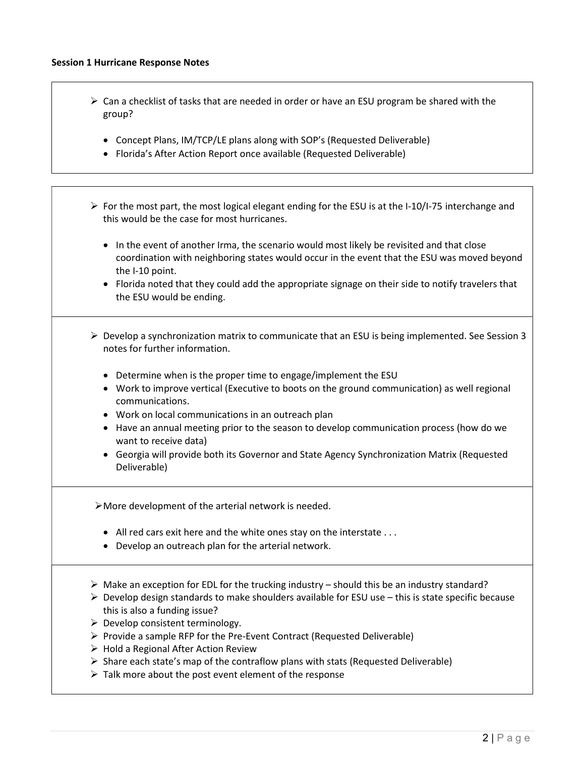**Session 1 Hurricane Response Notes**

- Can a checklist of tasks that are needed in order or have an ESU program be shared with the group?
  - Concept Plans, IM/TCP/LE plans along with SOP's (Requested Deliverable)
  - Florida's After Action Report once available (Requested Deliverable)

---

- For the most part, the most logical elegant ending for the ESU is at the I-10/I-75 interchange and this would be the case for most hurricanes.
  - In the event of another Irma, the scenario would most likely be revisited and that close coordination with neighboring states would occur in the event that the ESU was moved beyond the I-10 point.
  - Florida noted that they could add the appropriate signage on their side to notify travelers that the ESU would be ending.

---

- Develop a synchronization matrix to communicate that an ESU is being implemented. See Session 3 notes for further information.
  - Determine when is the proper time to engage/implement the ESU
  - Work to improve vertical (Executive to boots on the ground communication) as well regional communications.
  - Work on local communications in an outreach plan
  - Have an annual meeting prior to the season to develop communication process (how do we want to receive data)
  - Georgia will provide both its Governor and State Agency Synchronization Matrix (Requested Deliverable)

---

- More development of the arterial network is needed.
  - All red cars exit here and the white ones stay on the interstate . . .
  - Develop an outreach plan for the arterial network.

---

- Make an exception for EDL for the trucking industry – should this be an industry standard?
- Develop design standards to make shoulders available for ESU use – this is state specific because this is also a funding issue?
- Develop consistent terminology.
- Provide a sample RFP for the Pre-Event Contract (Requested Deliverable)
- Hold a Regional After Action Review
- Share each state's map of the contraflow plans with stats (Requested Deliverable)
- Talk more about the post event element of the response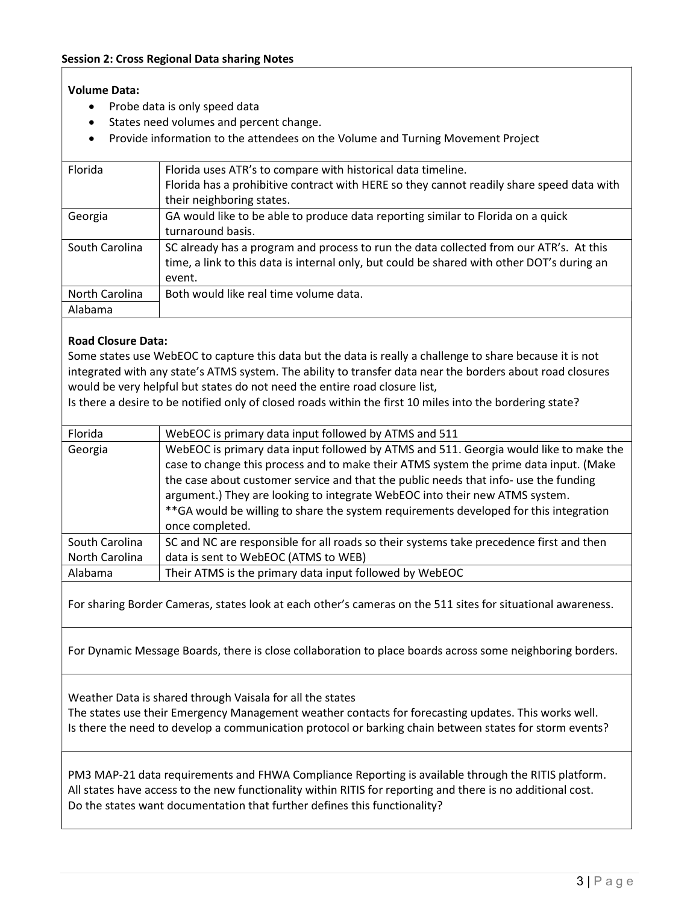**Session 2: Cross Regional Data sharing Notes**

**Volume Data:**

- Probe data is only speed data
- States need volumes and percent change.
- Provide information to the attendees on the Volume and Turning Movement Project

| | |
|---|---|
| Florida | Florida uses ATR's to compare with historical data timeline. Florida has a prohibitive contract with HERE so they cannot readily share speed data with their neighboring states. |
| Georgia | GA would like to be able to produce data reporting similar to Florida on a quick turnaround basis. |
| South Carolina | SC already has a program and process to run the data collected from our ATR's. At this time, a link to this data is internal only, but could be shared with other DOT's during an event. |
| North Carolina<br>Alabama | Both would like real time volume data. |

**Road Closure Data:**

Some states use WebEOC to capture this data but the data is really a challenge to share because it is not integrated with any state's ATMS system. The ability to transfer data near the borders about road closures would be very helpful but states do not need the entire road closure list,

Is there a desire to be notified only of closed roads within the first 10 miles into the bordering state?

| | |
|---|---|
| Florida | WebEOC is primary data input followed by ATMS and 511 |
| Georgia | WebEOC is primary data input followed by ATMS and 511. Georgia would like to make the case to change this process and to make their ATMS system the prime data input. (Make the case about customer service and that the public needs that info- use the funding argument.) They are looking to integrate WebEOC into their new ATMS system.<br>**GA would be willing to share the system requirements developed for this integration once completed. |
| South Carolina<br>North Carolina | SC and NC are responsible for all roads so their systems take precedence first and then data is sent to WebEOC (ATMS to WEB) |
| Alabama | Their ATMS is the primary data input followed by WebEOC |

For sharing Border Cameras, states look at each other's cameras on the 511 sites for situational awareness.

For Dynamic Message Boards, there is close collaboration to place boards across some neighboring borders.

Weather Data is shared through Vaisala for all the states

The states use their Emergency Management weather contacts for forecasting updates. This works well.

Is there the need to develop a communication protocol or barking chain between states for storm events?

PM3 MAP-21 data requirements and FHWA Compliance Reporting is available through the RITIS platform.

All states have access to the new functionality within RITIS for reporting and there is no additional cost.

Do the states want documentation that further defines this functionality?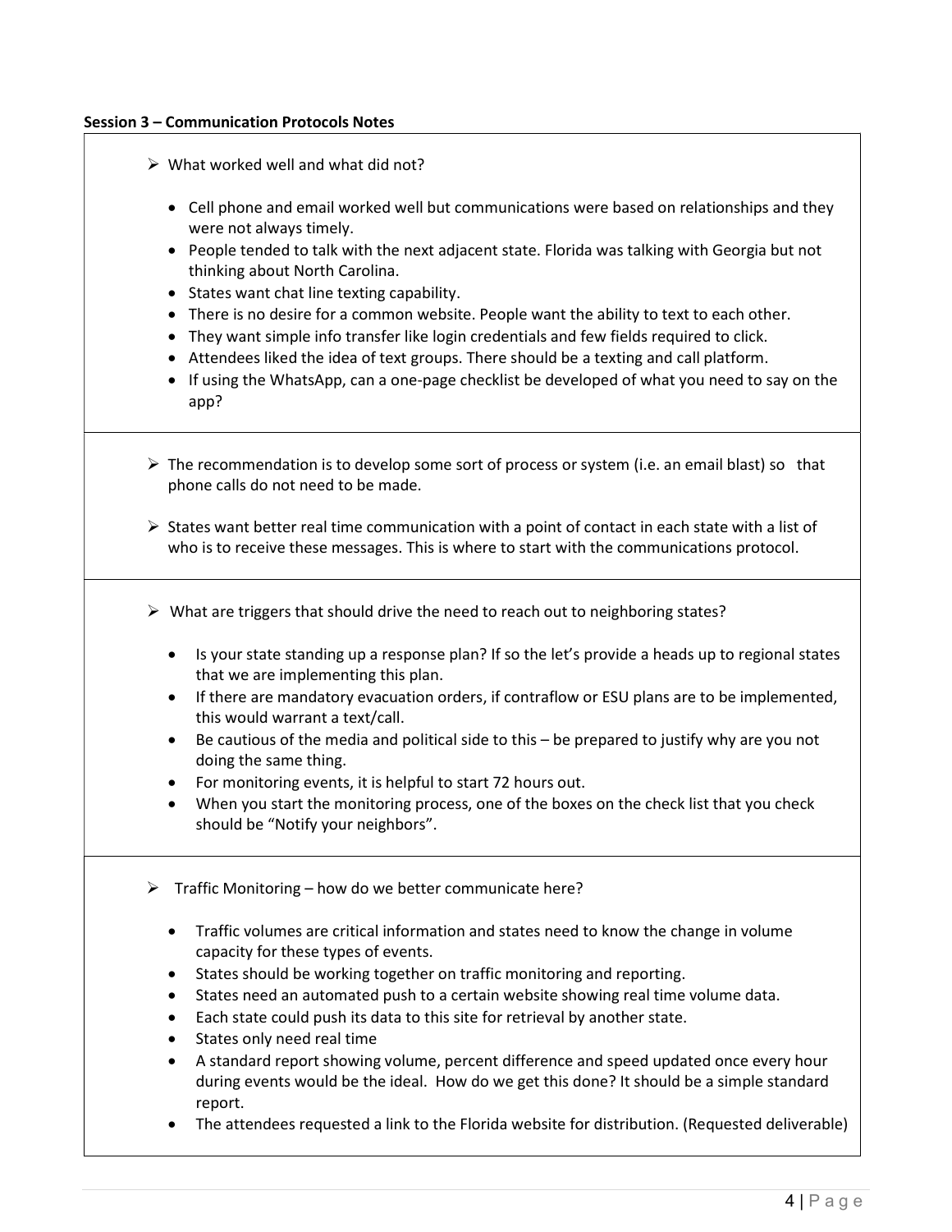**Session 3 – Communication Protocols Notes**

- What worked well and what did not?
  - Cell phone and email worked well but communications were based on relationships and they were not always timely.
  - People tended to talk with the next adjacent state. Florida was talking with Georgia but not thinking about North Carolina.
  - States want chat line texting capability.
  - There is no desire for a common website. People want the ability to text to each other.
  - They want simple info transfer like login credentials and few fields required to click.
  - Attendees liked the idea of text groups. There should be a texting and call platform.
  - If using the WhatsApp, can a one-page checklist be developed of what you need to say on the app?

- The recommendation is to develop some sort of process or system (i.e. an email blast) so that phone calls do not need to be made.
- States want better real time communication with a point of contact in each state with a list of who is to receive these messages. This is where to start with the communications protocol.

- What are triggers that should drive the need to reach out to neighboring states?
  - Is your state standing up a response plan? If so the let's provide a heads up to regional states that we are implementing this plan.
  - If there are mandatory evacuation orders, if contraflow or ESU plans are to be implemented, this would warrant a text/call.
  - Be cautious of the media and political side to this – be prepared to justify why are you not doing the same thing.
  - For monitoring events, it is helpful to start 72 hours out.
  - When you start the monitoring process, one of the boxes on the check list that you check should be "Notify your neighbors".

- Traffic Monitoring – how do we better communicate here?
  - Traffic volumes are critical information and states need to know the change in volume capacity for these types of events.
  - States should be working together on traffic monitoring and reporting.
  - States need an automated push to a certain website showing real time volume data.
  - Each state could push its data to this site for retrieval by another state.
  - States only need real time
  - A standard report showing volume, percent difference and speed updated once every hour during events would be the ideal. How do we get this done? It should be a simple standard report.
  - The attendees requested a link to the Florida website for distribution. (Requested deliverable)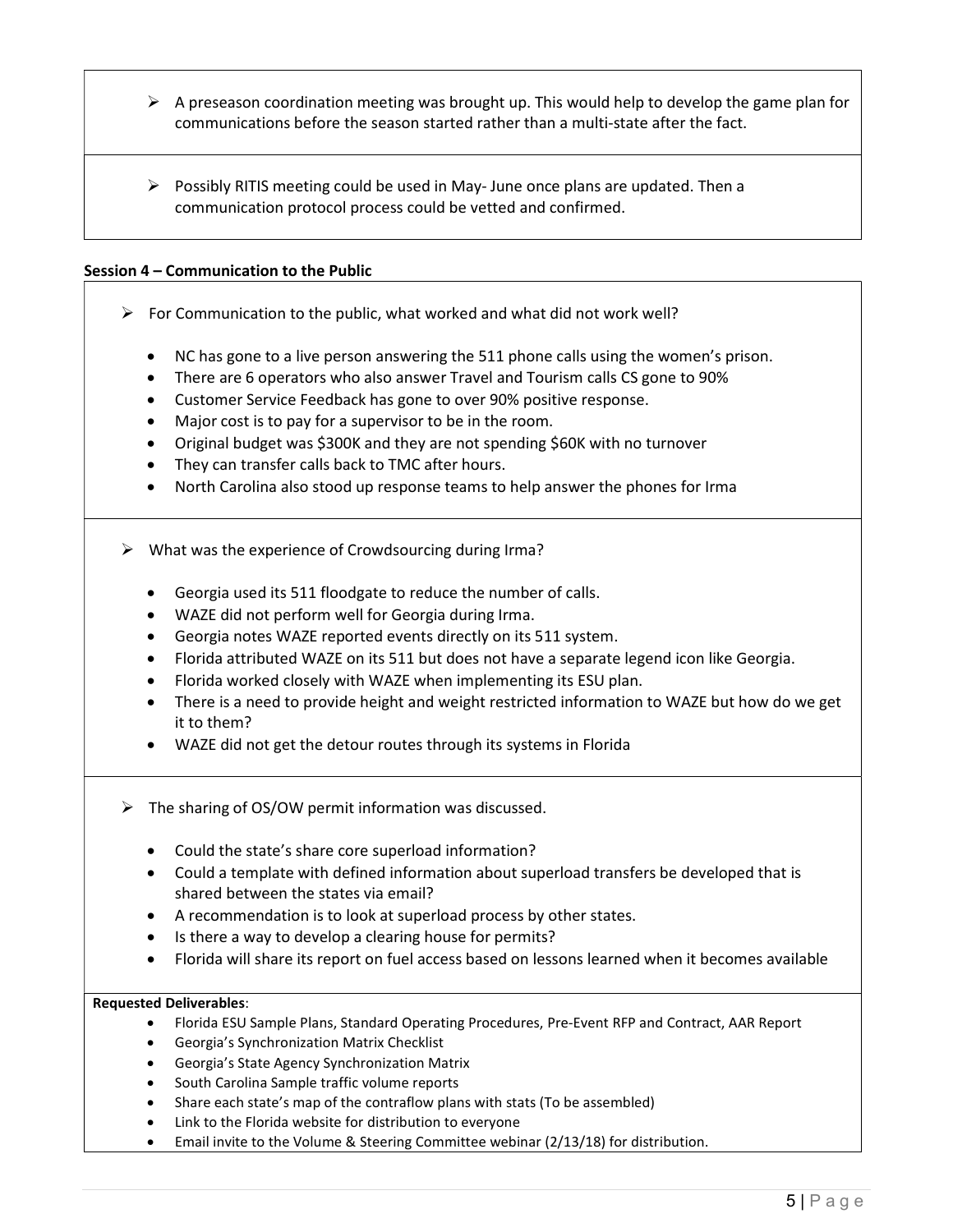- A preseason coordination meeting was brought up. This would help to develop the game plan for communications before the season started rather than a multi-state after the fact.

- Possibly RITIS meeting could be used in May- June once plans are updated. Then a communication protocol process could be vetted and confirmed.

**Session 4 – Communication to the Public**

- For Communication to the public, what worked and what did not work well?
  - NC has gone to a live person answering the 511 phone calls using the women's prison.
  - There are 6 operators who also answer Travel and Tourism calls CS gone to 90%
  - Customer Service Feedback has gone to over 90% positive response.
  - Major cost is to pay for a supervisor to be in the room.
  - Original budget was $300K and they are not spending $60K with no turnover
  - They can transfer calls back to TMC after hours.
  - North Carolina also stood up response teams to help answer the phones for Irma

- What was the experience of Crowdsourcing during Irma?
  - Georgia used its 511 floodgate to reduce the number of calls.
  - WAZE did not perform well for Georgia during Irma.
  - Georgia notes WAZE reported events directly on its 511 system.
  - Florida attributed WAZE on its 511 but does not have a separate legend icon like Georgia.
  - Florida worked closely with WAZE when implementing its ESU plan.
  - There is a need to provide height and weight restricted information to WAZE but how do we get it to them?
  - WAZE did not get the detour routes through its systems in Florida

- The sharing of OS/OW permit information was discussed.
  - Could the state's share core superload information?
  - Could a template with defined information about superload transfers be developed that is shared between the states via email?
  - A recommendation is to look at superload process by other states.
  - Is there a way to develop a clearing house for permits?
  - Florida will share its report on fuel access based on lessons learned when it becomes available

**Requested Deliverables**:

- Florida ESU Sample Plans, Standard Operating Procedures, Pre-Event RFP and Contract, AAR Report
- Georgia's Synchronization Matrix Checklist
- Georgia's State Agency Synchronization Matrix
- South Carolina Sample traffic volume reports
- Share each state's map of the contraflow plans with stats (To be assembled)
- Link to the Florida website for distribution to everyone
- Email invite to the Volume & Steering Committee webinar (2/13/18) for distribution.